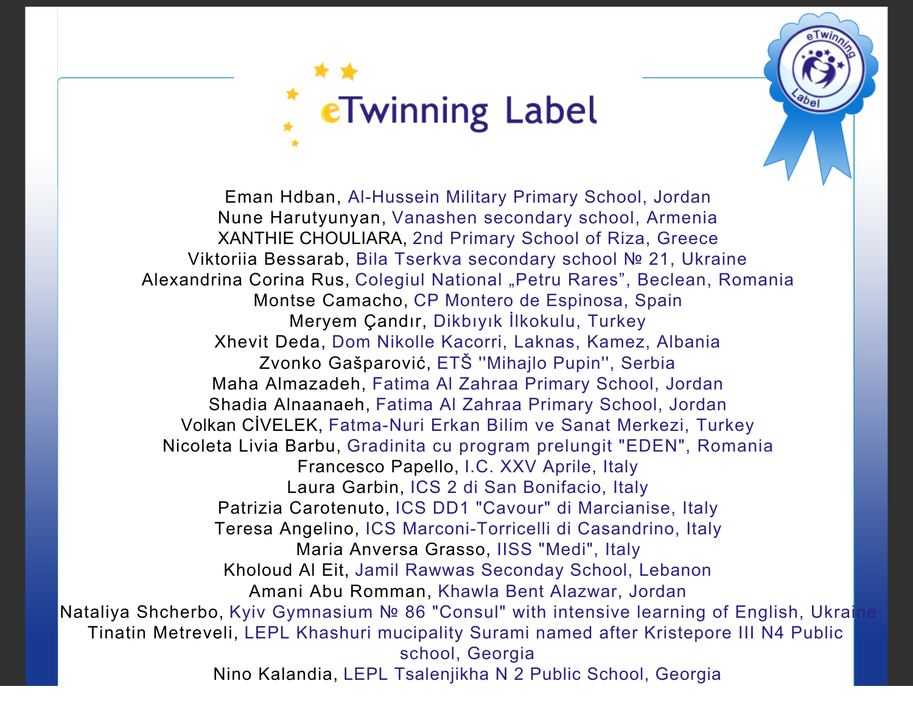# eTwinning Label

Eman Hdban, Al-Hussein Military Primary School, Jordan
Nune Harutyunyan, Vanashen secondary school, Armenia
XANTHIE CHOULIARA, 2nd Primary School of Riza, Greece
Viktoriia Bessarab, Bila Tserkva secondary school № 21, Ukraine
Alexandrina Corina Rus, Colegiul National „Petru Rares”, Beclean, Romania
Montse Camacho, CP Montero de Espinosa, Spain
Meryem Çandır, Dikbıyık İlkokulu, Turkey
Xhevit Deda, Dom Nikolle Kacorri, Laknas, Kamez, Albania
Zvonko Gašparović, ETŠ ''Mihajlo Pupin'', Serbia
Maha Almazadeh, Fatima Al Zahraa Primary School, Jordan
Shadia Alnaanaeh, Fatima Al Zahraa Primary School, Jordan
Volkan CİVELEK, Fatma-Nuri Erkan Bilim ve Sanat Merkezi, Turkey
Nicoleta Livia Barbu, Gradinita cu program prelungit "EDEN", Romania
Francesco Papello, I.C. XXV Aprile, Italy
Laura Garbin, ICS 2 di San Bonifacio, Italy
Patrizia Carotenuto, ICS DD1 "Cavour" di Marcianise, Italy
Teresa Angelino, ICS Marconi-Torricelli di Casandrino, Italy
Maria Anversa Grasso, IISS "Medi", Italy
Kholoud Al Eit, Jamil Rawwas Seconday School, Lebanon
Amani Abu Romman, Khawla Bent Alazwar, Jordan
Nataliya Shcherbo, Kyiv Gymnasium № 86 "Consul" with intensive learning of English, Ukraine
Tinatin Metreveli, LEPL Khashuri mucipality Surami named after Kristepore III N4 Public school, Georgia
Nino Kalandia, LEPL Tsalenjikha N 2 Public School, Georgia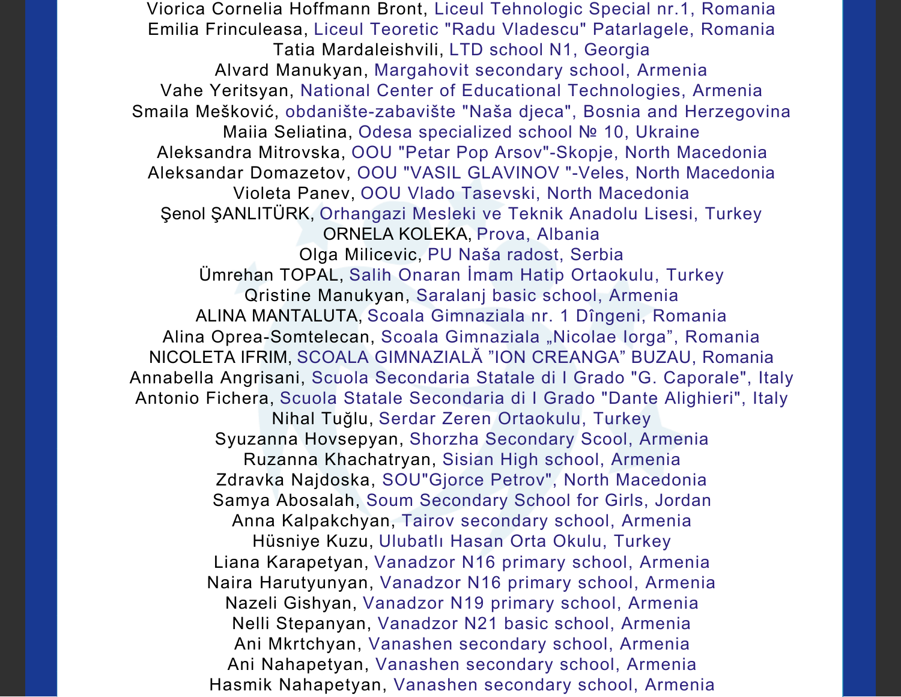Viorica Cornelia Hoffmann Bront, Liceul Tehnologic Special nr.1, Romania
Emilia Frinculeasa, Liceul Teoretic "Radu Vladescu" Patarlagele, Romania
Tatia Mardaleishvili, LTD school N1, Georgia
Alvard Manukyan, Margahovit secondary school, Armenia
Vahe Yeritsyan, National Center of Educational Technologies, Armenia
Smaila Mešković, obdanište-zabavište "Naša djeca", Bosnia and Herzegovina
Maiia Seliatina, Odesa specialized school № 10, Ukraine
Aleksandra Mitrovska, OOU "Petar Pop Arsov"-Skopje, North Macedonia
Aleksandar Domazetov, OOU "VASIL GLAVINOV "-Veles, North Macedonia
Violeta Panev, OOU Vlado Tasevski, North Macedonia
Şenol ŞANLITÜRK, Orhangazi Mesleki ve Teknik Anadolu Lisesi, Turkey
ORNELA KOLEKA, Prova, Albania
Olga Milicevic, PU Naša radost, Serbia
Ümrehan TOPAL, Salih Onaran İmam Hatip Ortaokulu, Turkey
Qristine Manukyan, Saralanj basic school, Armenia
ALINA MANTALUTA, Scoala Gimnaziala nr. 1 Dîngeni, Romania
Alina Oprea-Somtelecan, Scoala Gimnaziala „Nicolae Iorga", Romania
NICOLETA IFRIM, SCOALA GIMNAZIALĂ "ION CREANGA" BUZAU, Romania
Annabella Angrisani, Scuola Secondaria Statale di I Grado "G. Caporale", Italy
Antonio Fichera, Scuola Statale Secondaria di I Grado "Dante Alighieri", Italy
Nihal Tuğlu, Serdar Zeren Ortaokulu, Turkey
Syuzanna Hovsepyan, Shorzha Secondary Scool, Armenia
Ruzanna Khachatryan, Sisian High school, Armenia
Zdravka Najdoska, SOU"Gjorce Petrov", North Macedonia
Samya Abosalah, Soum Secondary School for Girls, Jordan
Anna Kalpakchyan, Tairov secondary school, Armenia
Hüsniye Kuzu, Ulubatlı Hasan Orta Okulu, Turkey
Liana Karapetyan, Vanadzor N16 primary school, Armenia
Naira Harutyunyan, Vanadzor N16 primary school, Armenia
Nazeli Gishyan, Vanadzor N19 primary school, Armenia
Nelli Stepanyan, Vanadzor N21 basic school, Armenia
Ani Mkrtchyan, Vanashen secondary school, Armenia
Ani Nahapetyan, Vanashen secondary school, Armenia
Hasmik Nahapetyan, Vanashen secondary school, Armenia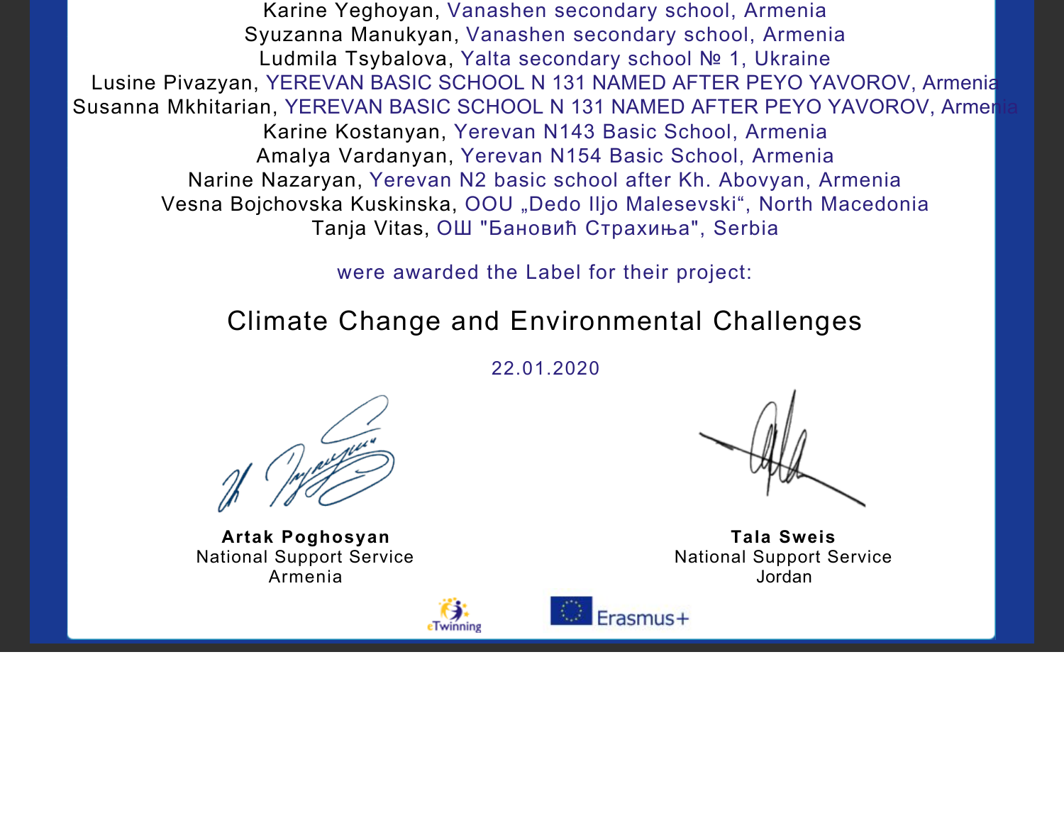Karine Yeghoyan, Vanashen secondary school, Armenia
Syuzanna Manukyan, Vanashen secondary school, Armenia
Ludmila Tsybalova, Yalta secondary school № 1, Ukraine
Lusine Pivazyan, YEREVAN BASIC SCHOOL N 131 NAMED AFTER PEYO YAVOROV, Armenia
Susanna Mkhitarian, YEREVAN BASIC SCHOOL N 131 NAMED AFTER PEYO YAVOROV, Armenia
Karine Kostanyan, Yerevan N143 Basic School, Armenia
Amalya Vardanyan, Yerevan N154 Basic School, Armenia
Narine Nazaryan, Yerevan N2 basic school after Kh. Abovyan, Armenia
Vesna Bojchovska Kuskinska, OOU „Dedo Iljo Malesevski“, North Macedonia
Tanja Vitas, ОШ "Бановић Страхиња", Serbia

were awarded the Label for their project:

## Climate Change and Environmental Challenges

22.01.2020

**Artak Poghosyan**
National Support Service
Armenia

**Tala Sweis**
National Support Service
Jordan

eTwinning

Erasmus+